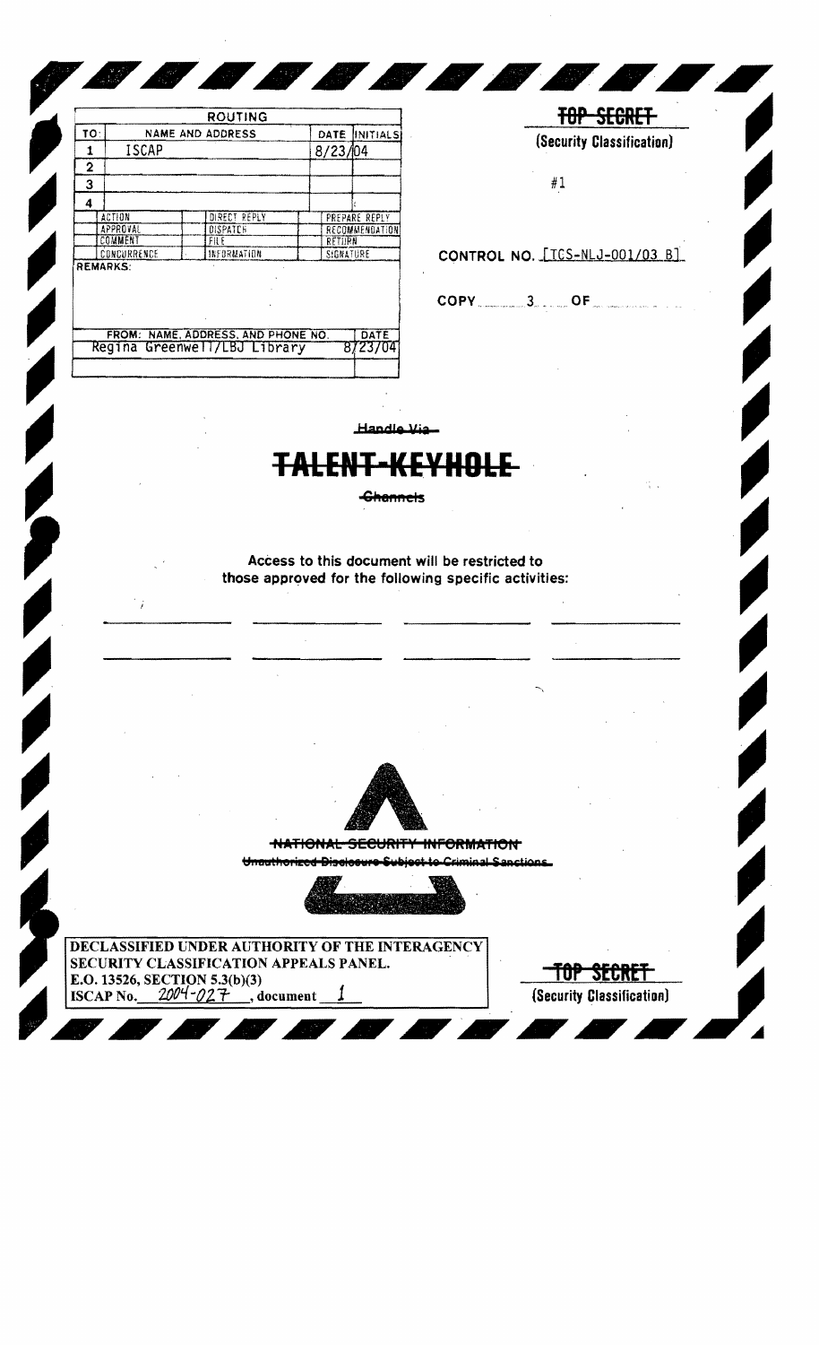| | ROUTING | | |
|---|---|---|---|
| TO: | NAME AND ADDRESS | DATE | INITIALS |
| 1 | ISCAP | 8/23/04 | |
| 2 | | | |
| 3 | | | |
| 4 | | | |

| | | |
|---|---|---|
| ACTION | DIRECT REPLY | PREPARE REPLY |
| APPROVAL | DISPATCH | RECOMMENDATION |
| COMMENT | FILE | RETURN |
| CONCURRENCE | INFORMATION | SIGNATURE |

REMARKS:

| FROM: NAME, ADDRESS, AND PHONE NO. | DATE |
|---|---|
| Regina Greenwell/LBJ Library | 8/23/04 |

~~TOP SECRET~~

(Security Classification)

#1

CONTROL NO. [TCS-NLJ-001/03 B]

COPY 3 OF

~~Handle Via~~

# ~~TALENT-KEYHOLE~~

~~Channels~~

Access to this document will be restricted to those approved for the following specific activities:

~~NATIONAL SECURITY INFORMATION~~

~~Unauthorized Disclosure Subject to Criminal Sanctions~~

DECLASSIFIED UNDER AUTHORITY OF THE INTERAGENCY SECURITY CLASSIFICATION APPEALS PANEL.
E.O. 13526, SECTION 5.3(b)(3)
ISCAP No. 2004-027, document 1

~~TOP SECRET~~

(Security Classification)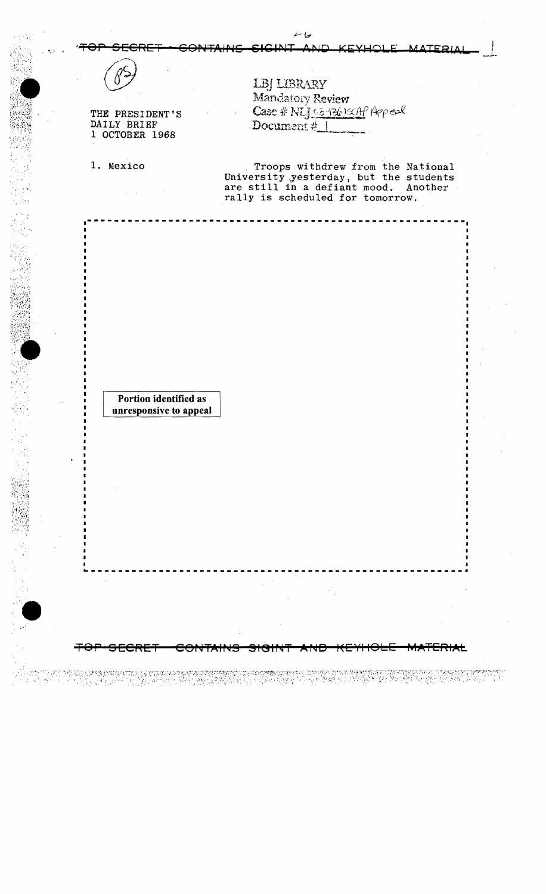TOP SECRET - CONTAINS SIGINT AND KEYHOLE MATERIAL

LBJ LIBRARY
Mandatory Review
Case # NLJ 95-136/SCAP Appeal
Document # 1

THE PRESIDENT'S
DAILY BRIEF
1 OCTOBER 1968

1. Mexico

Troops withdrew from the National University yesterday, but the students are still in a defiant mood. Another rally is scheduled for tomorrow.

**Portion identified as unresponsive to appeal**

TOP SECRET - CONTAINS SIGINT AND KEYHOLE MATERIAL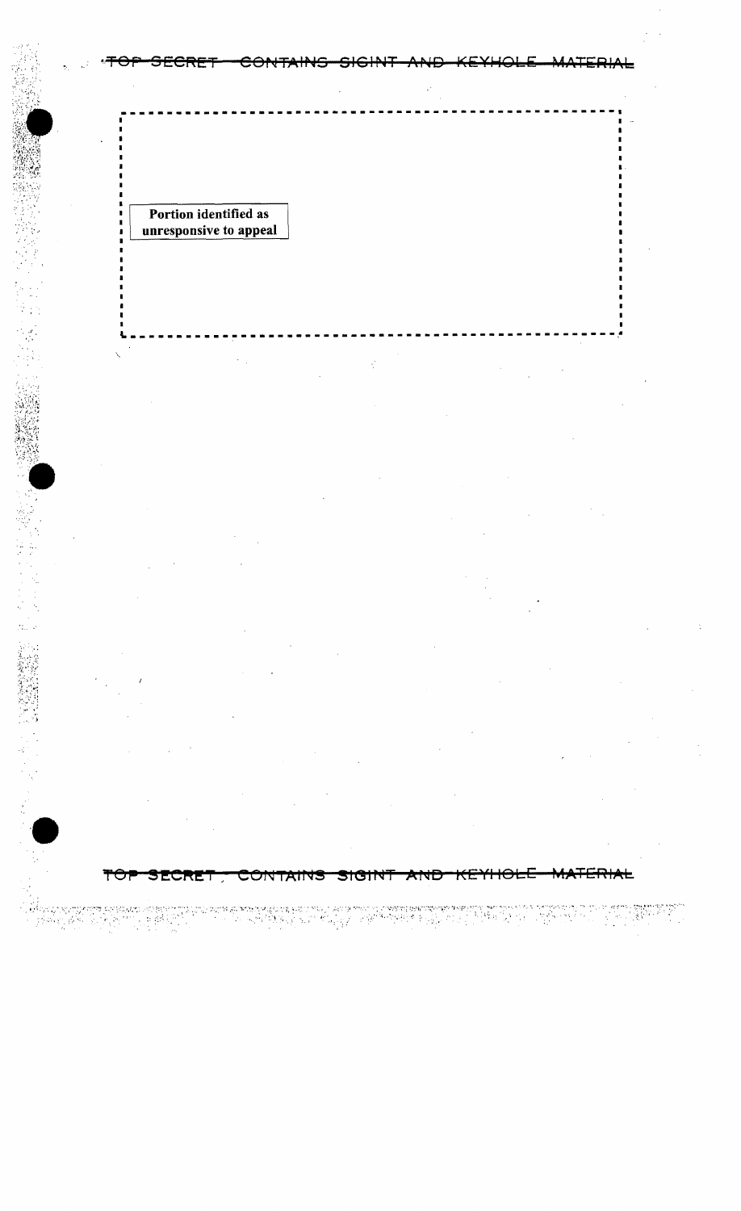Portion identified as unresponsive to appeal